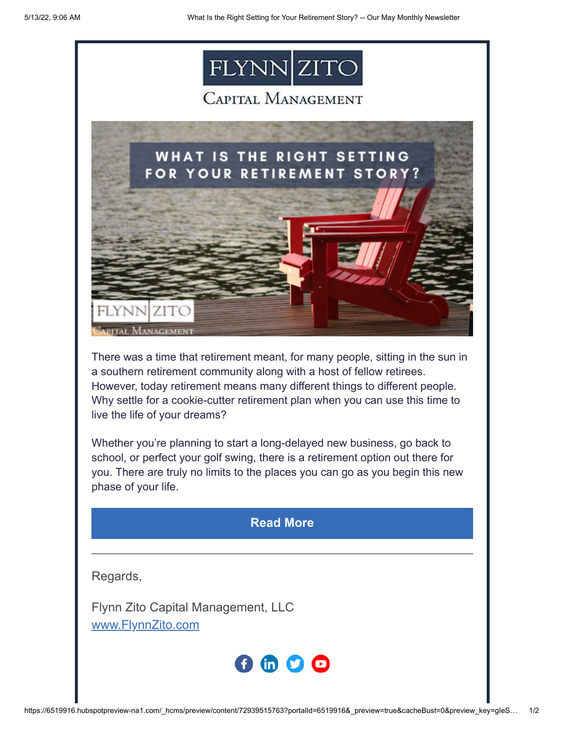FLYNN ZITO

CAPITAL MANAGEMENT

# WHAT IS THE RIGHT SETTING FOR YOUR RETIREMENT STORY?

There was a time that retirement meant, for many people, sitting in the sun in a southern retirement community along with a host of fellow retirees. However, today retirement means many different things to different people. Why settle for a cookie-cutter retirement plan when you can use this time to live the life of your dreams?

Whether you're planning to start a long-delayed new business, go back to school, or perfect your golf swing, there is a retirement option out there for you. There are truly no limits to the places you can go as you begin this new phase of your life.

**Read More**

---

Regards,

Flynn Zito Capital Management, LLC
www.FlynnZito.com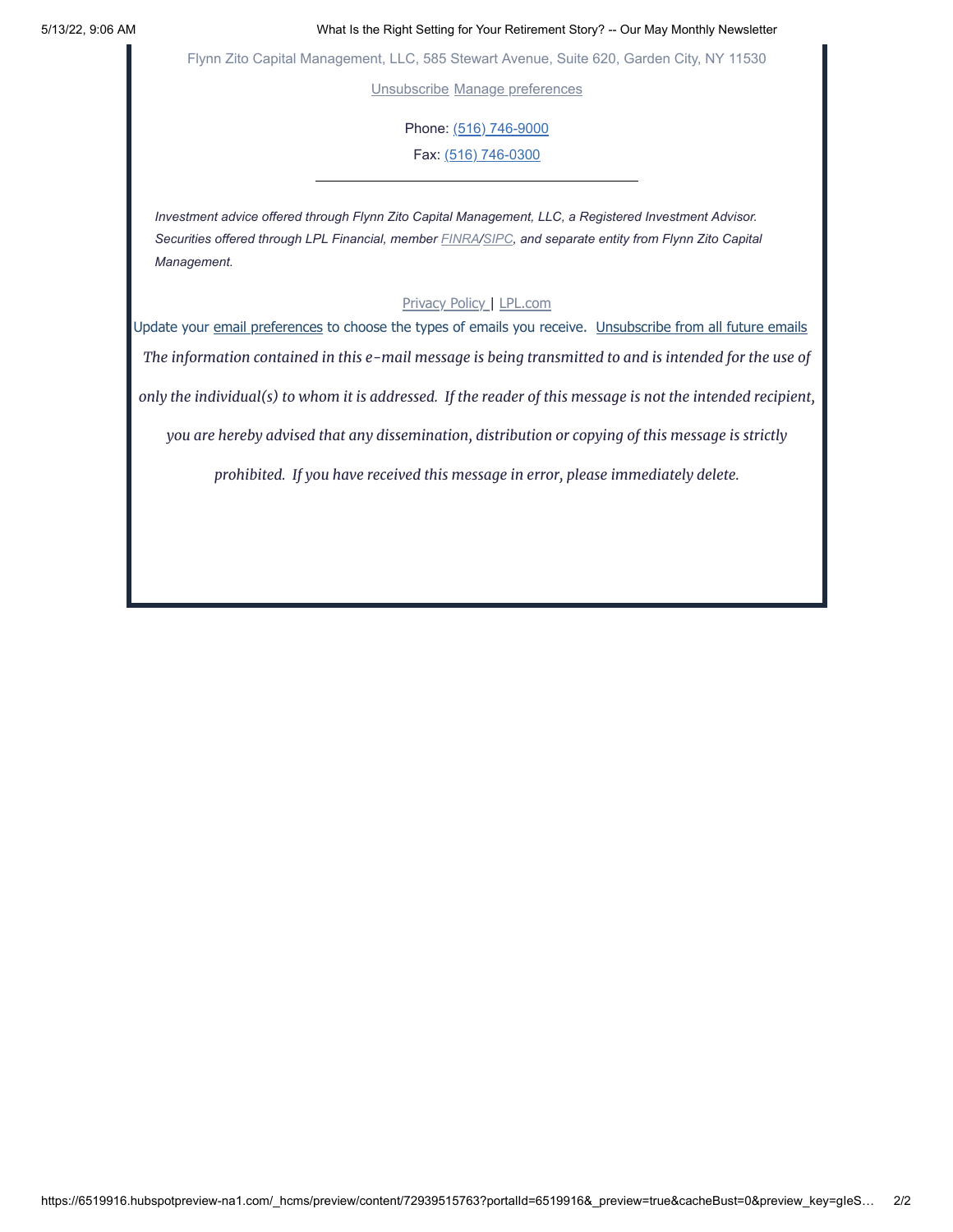Flynn Zito Capital Management, LLC, 585 Stewart Avenue, Suite 620, Garden City, NY 11530

Unsubscribe Manage preferences

Phone: (516) 746-9000

Fax: (516) 746-0300

---

*Investment advice offered through Flynn Zito Capital Management, LLC, a Registered Investment Advisor. Securities offered through LPL Financial, member FINRA/SIPC, and separate entity from Flynn Zito Capital Management.*

Privacy Policy | LPL.com

Update your email preferences to choose the types of emails you receive. Unsubscribe from all future emails

*The information contained in this e-mail message is being transmitted to and is intended for the use of only the individual(s) to whom it is addressed. If the reader of this message is not the intended recipient, you are hereby advised that any dissemination, distribution or copying of this message is strictly prohibited. If you have received this message in error, please immediately delete.*